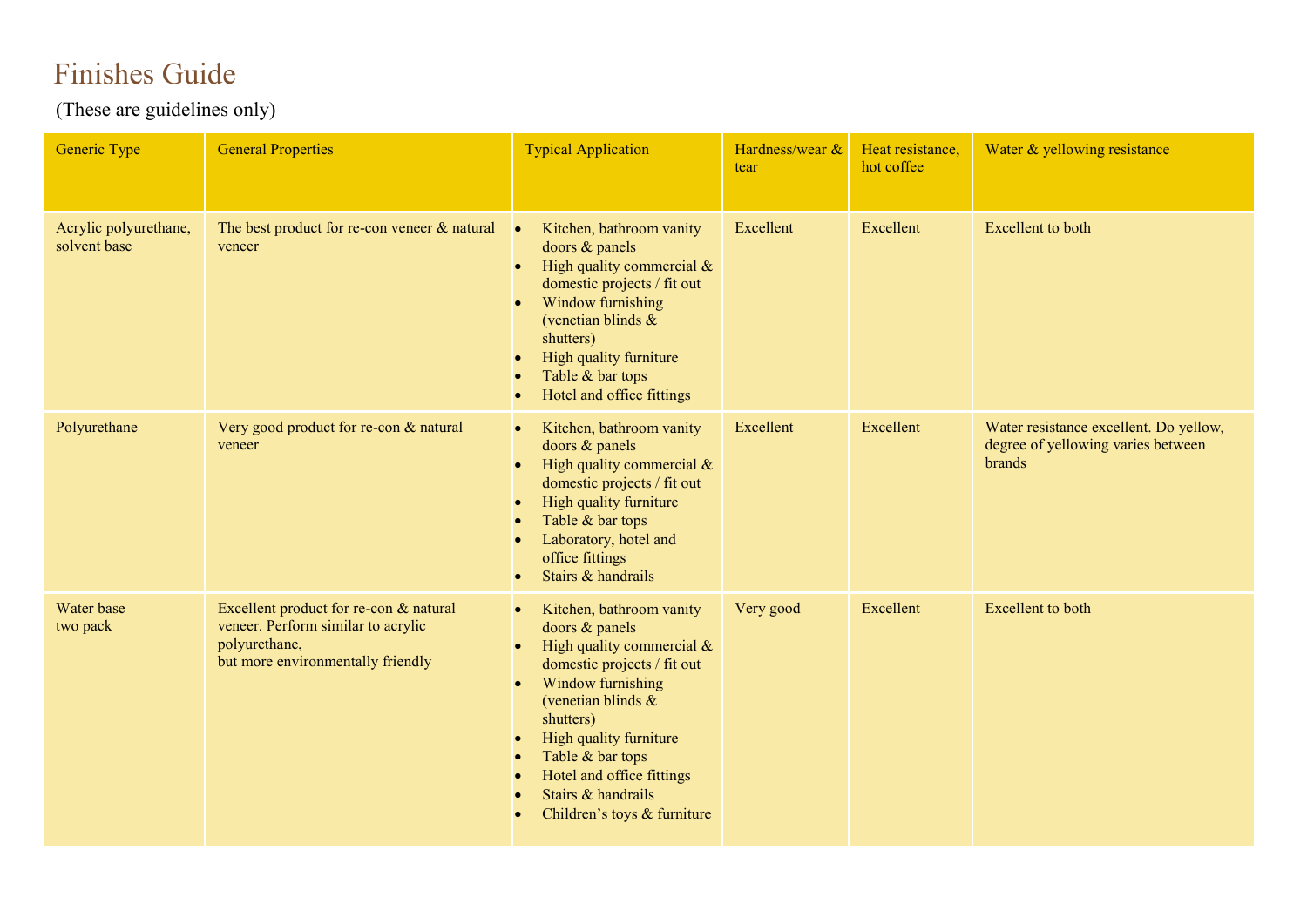# Finishes Guide

(These are guidelines only)

| Generic Type | General Properties | Typical Application | Hardness/wear & tear | Heat resistance, hot coffee | Water & yellowing resistance |
|---|---|---|---|---|---|
| Acrylic polyurethane, solvent base | The best product for re-con veneer & natural veneer | • Kitchen, bathroom vanity doors & panels<br>• High quality commercial & domestic projects / fit out<br>• Window furnishing (venetian blinds & shutters)<br>• High quality furniture<br>• Table & bar tops<br>• Hotel and office fittings | Excellent | Excellent | Excellent to both |
| Polyurethane | Very good product for re-con & natural veneer | • Kitchen, bathroom vanity doors & panels<br>• High quality commercial & domestic projects / fit out<br>• High quality furniture<br>• Table & bar tops<br>• Laboratory, hotel and office fittings<br>• Stairs & handrails | Excellent | Excellent | Water resistance excellent. Do yellow, degree of yellowing varies between brands |
| Water base two pack | Excellent product for re-con & natural veneer. Perform similar to acrylic polyurethane, but more environmentally friendly | • Kitchen, bathroom vanity doors & panels<br>• High quality commercial & domestic projects / fit out<br>• Window furnishing (venetian blinds & shutters)<br>• High quality furniture<br>• Table & bar tops<br>• Hotel and office fittings<br>• Stairs & handrails<br>• Children's toys & furniture | Very good | Excellent | Excellent to both |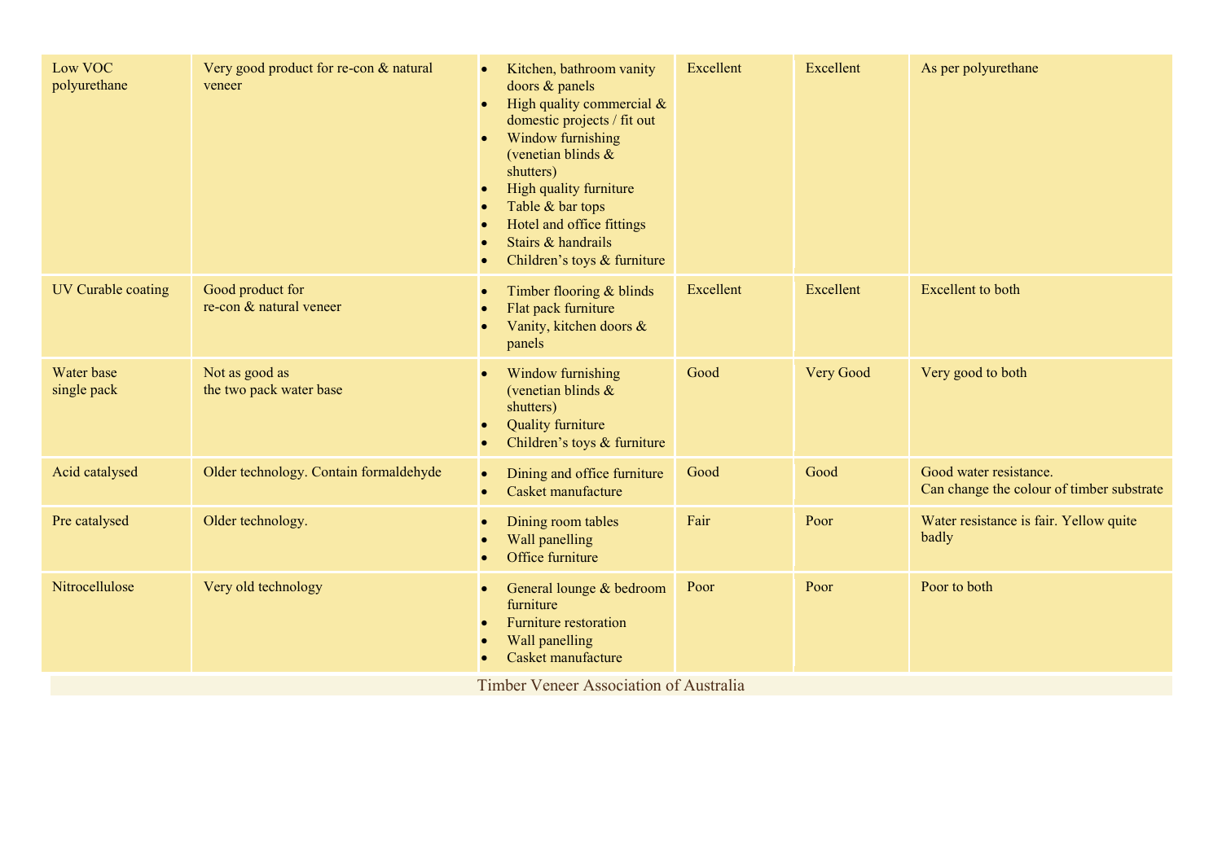| | | | | | |
|---|---|---|---|---|---|
| Low VOC polyurethane | Very good product for re-con & natural veneer | • Kitchen, bathroom vanity doors & panels<br>• High quality commercial & domestic projects / fit out<br>• Window furnishing (venetian blinds & shutters)<br>• High quality furniture<br>• Table & bar tops<br>• Hotel and office fittings<br>• Stairs & handrails<br>• Children's toys & furniture | Excellent | Excellent | As per polyurethane |
| UV Curable coating | Good product for re-con & natural veneer | • Timber flooring & blinds<br>• Flat pack furniture<br>• Vanity, kitchen doors & panels | Excellent | Excellent | Excellent to both |
| Water base single pack | Not as good as the two pack water base | • Window furnishing (venetian blinds & shutters)<br>• Quality furniture<br>• Children's toys & furniture | Good | Very Good | Very good to both |
| Acid catalysed | Older technology. Contain formaldehyde | • Dining and office furniture<br>• Casket manufacture | Good | Good | Good water resistance.<br>Can change the colour of timber substrate |
| Pre catalysed | Older technology. | • Dining room tables<br>• Wall panelling<br>• Office furniture | Fair | Poor | Water resistance is fair. Yellow quite badly |
| Nitrocellulose | Very old technology | • General lounge & bedroom furniture<br>• Furniture restoration<br>• Wall panelling<br>• Casket manufacture | Poor | Poor | Poor to both |